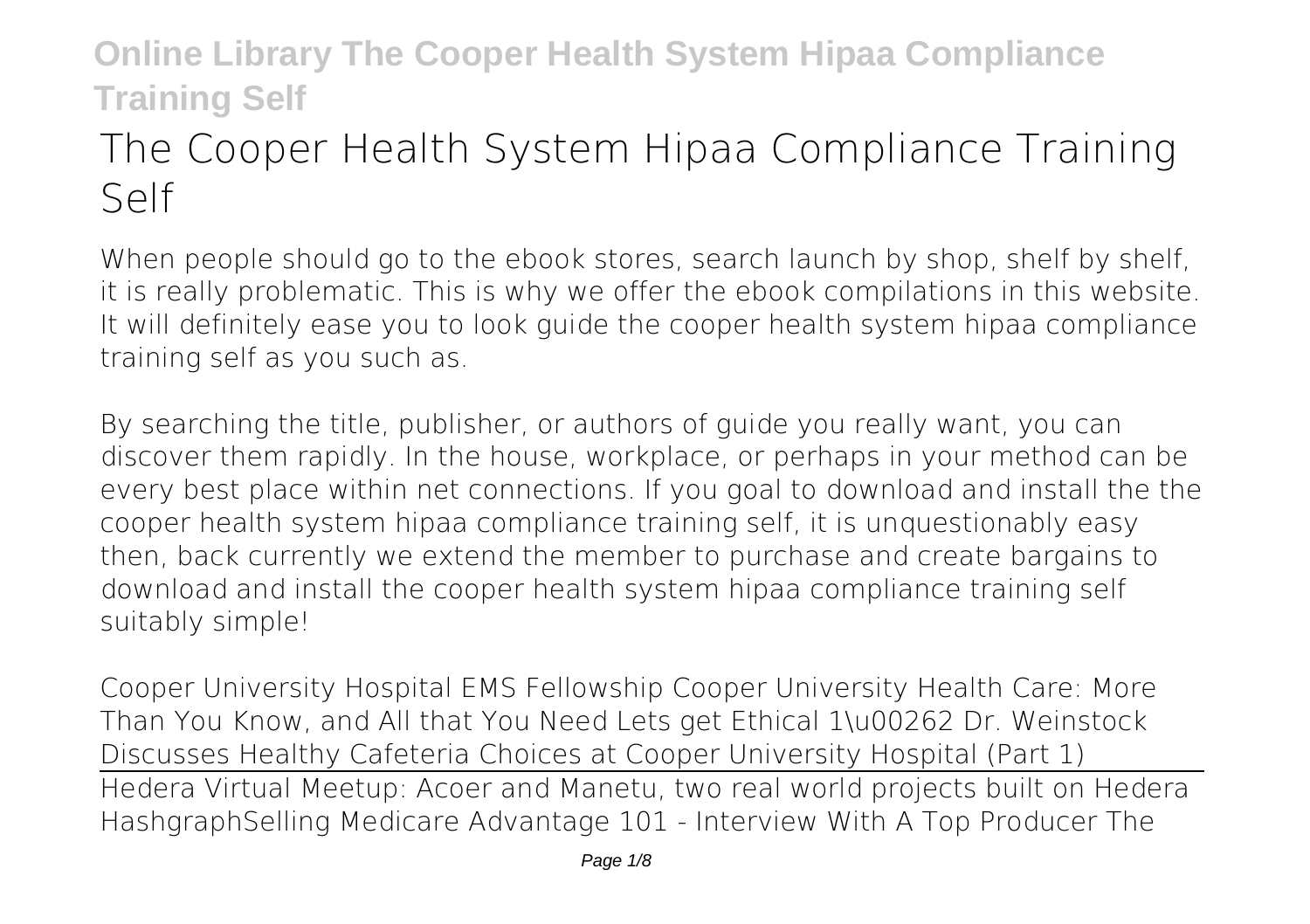# The Cooper Health System Hipaa Compliance Training Self

When people should go to the ebook stores, search launch by shop, shelf by shelf, it is really problematic. This is why we offer the ebook compilations in this website. It will definitely ease you to look guide **the cooper health system hipaa compliance training self** as you such as.

By searching the title, publisher, or authors of guide you really want, you can discover them rapidly. In the house, workplace, or perhaps in your method can be every best place within net connections. If you goal to download and install the the cooper health system hipaa compliance training self, it is unquestionably easy then, back currently we extend the member to purchase and create bargains to download and install the cooper health system hipaa compliance training self suitably simple!

*Cooper University Hospital EMS Fellowship* *Cooper University Health Care: More Than You Know, and All that You Need* *Lets get Ethical 1\u00262* *Dr. Weinstock Discusses Healthy Cafeteria Choices at Cooper University Hospital (Part 1)*

Hedera Virtual Meetup: Acoer and Manetu, two real world projects built on Hedera Hashgraph*Selling Medicare Advantage 101 - Interview With A Top Producer* *The*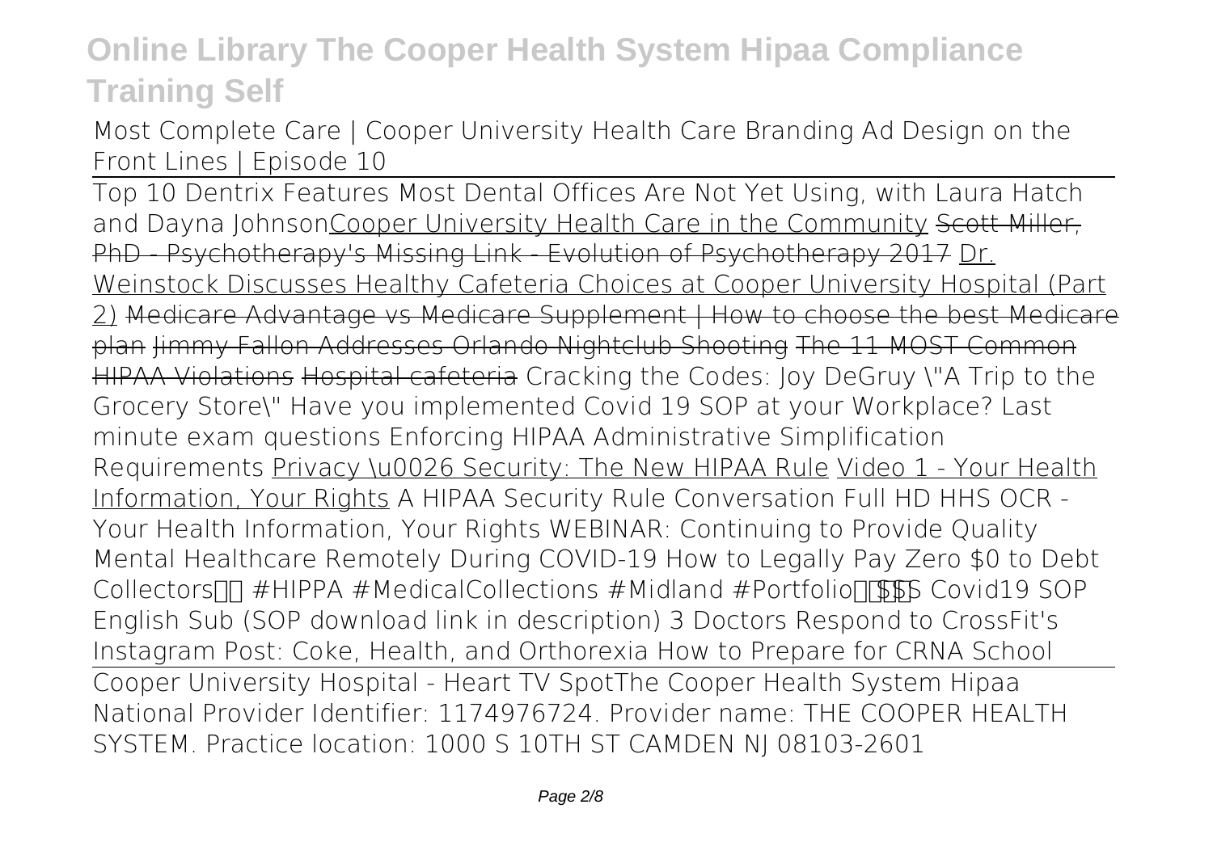**Most Complete Care | Cooper University Health Care Branding Ad Design on the Front Lines | Episode 10**

Top 10 Dentrix Features Most Dental Offices Are Not Yet Using, with Laura Hatch and Dayna JohnsonCooper University Health Care in the Community ~~Scott Miller, PhD - Psychotherapy's Missing Link - Evolution of Psychotherapy 2017~~ Dr. Weinstock Discusses Healthy Cafeteria Choices at Cooper University Hospital (Part 2) ~~Medicare Advantage vs Medicare Supplement | How to choose the best Medicare plan~~ ~~Jimmy Fallon Addresses Orlando Nightclub Shooting~~ ~~The 11 MOST Common HIPAA Violations~~ ~~Hospital cafeteria~~ **Cracking the Codes: Joy DeGruy \"A Trip to the Grocery Store\"** **Have you implemented Covid 19 SOP at your Workplace? Last minute exam questions** **Enforcing HIPAA Administrative Simplification Requirements** Privacy \u0026 Security: The New HIPAA Rule Video 1 - Your Health Information, Your Rights **A HIPAA Security Rule Conversation Full HD** **HHS OCR - Your Health Information, Your Rights** **WEBINAR: Continuing to Provide Quality Mental Healthcare Remotely During COVID-19** **How to Legally Pay Zero $0 to Debt Collectors #HIPPA #MedicalCollections #Midland #Portfolio$$$** **S Covid19 SOP English Sub (SOP download link in description)** **3 Doctors Respond to CrossFit's Instagram Post: Coke, Health, and Orthorexia** **How to Prepare for CRNA School**

Cooper University Hospital - Heart TV Spot**The Cooper Health System Hipaa**

National Provider Identifier: 1174976724. Provider name: THE COOPER HEALTH SYSTEM. Practice location: 1000 S 10TH ST CAMDEN NJ 08103-2601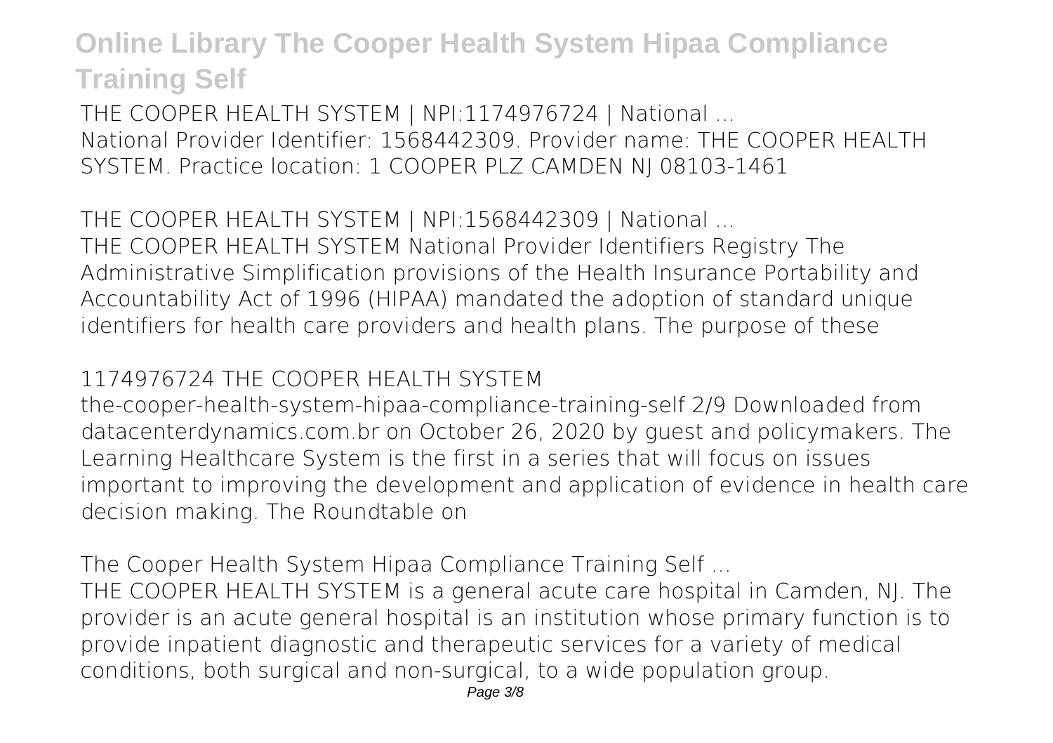**THE COOPER HEALTH SYSTEM | NPI:1174976724 | National ...**

National Provider Identifier: 1568442309. Provider name: THE COOPER HEALTH SYSTEM. Practice location: 1 COOPER PLZ CAMDEN NJ 08103-1461

**THE COOPER HEALTH SYSTEM | NPI:1568442309 | National ...**

THE COOPER HEALTH SYSTEM National Provider Identifiers Registry The Administrative Simplification provisions of the Health Insurance Portability and Accountability Act of 1996 (HIPAA) mandated the adoption of standard unique identifiers for health care providers and health plans. The purpose of these

**1174976724 THE COOPER HEALTH SYSTEM**

the-cooper-health-system-hipaa-compliance-training-self 2/9 Downloaded from datacenterdynamics.com.br on October 26, 2020 by guest and policymakers. The Learning Healthcare System is the first in a series that will focus on issues important to improving the development and application of evidence in health care decision making. The Roundtable on

**The Cooper Health System Hipaa Compliance Training Self ...**

THE COOPER HEALTH SYSTEM is a general acute care hospital in Camden, NJ. The provider is an acute general hospital is an institution whose primary function is to provide inpatient diagnostic and therapeutic services for a variety of medical conditions, both surgical and non-surgical, to a wide population group.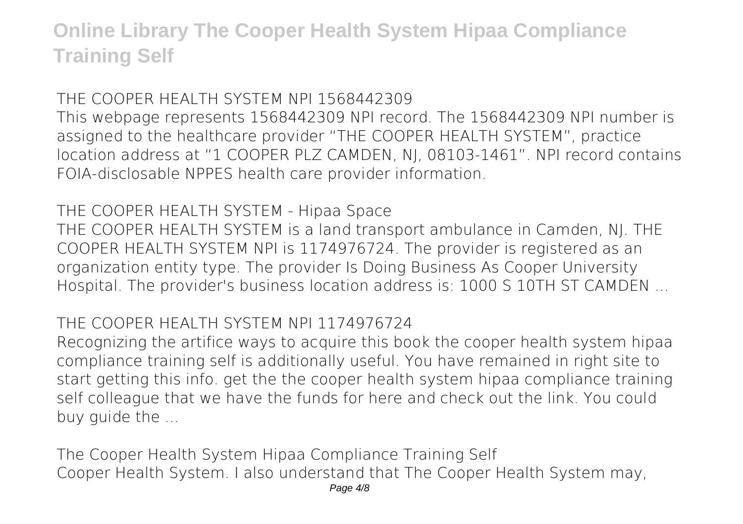**THE COOPER HEALTH SYSTEM NPI 1568442309**

This webpage represents 1568442309 NPI record. The 1568442309 NPI number is assigned to the healthcare provider "THE COOPER HEALTH SYSTEM", practice location address at "1 COOPER PLZ CAMDEN, NJ, 08103-1461". NPI record contains FOIA-disclosable NPPES health care provider information.

**THE COOPER HEALTH SYSTEM - Hipaa Space**

THE COOPER HEALTH SYSTEM is a land transport ambulance in Camden, NJ. THE COOPER HEALTH SYSTEM NPI is 1174976724. The provider is registered as an organization entity type. The provider Is Doing Business As Cooper University Hospital. The provider's business location address is: 1000 S 10TH ST CAMDEN ...

**THE COOPER HEALTH SYSTEM NPI 1174976724**

Recognizing the artifice ways to acquire this book the cooper health system hipaa compliance training self is additionally useful. You have remained in right site to start getting this info. get the the cooper health system hipaa compliance training self colleague that we have the funds for here and check out the link. You could buy guide the ...

**The Cooper Health System Hipaa Compliance Training Self**

Cooper Health System. I also understand that The Cooper Health System may,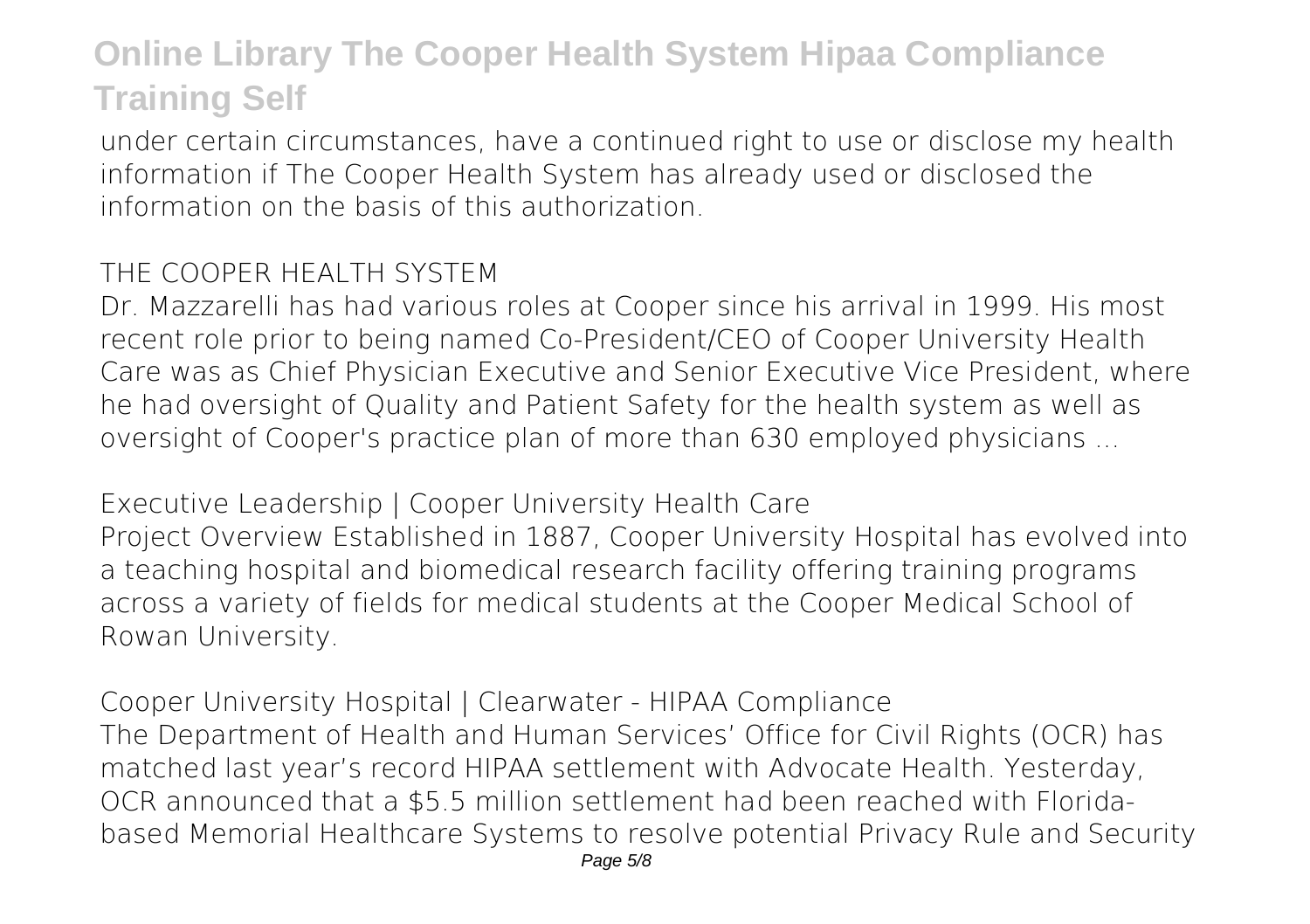under certain circumstances, have a continued right to use or disclose my health information if The Cooper Health System has already used or disclosed the information on the basis of this authorization.

## THE COOPER HEALTH SYSTEM

Dr. Mazzarelli has had various roles at Cooper since his arrival in 1999. His most recent role prior to being named Co-President/CEO of Cooper University Health Care was as Chief Physician Executive and Senior Executive Vice President, where he had oversight of Quality and Patient Safety for the health system as well as oversight of Cooper's practice plan of more than 630 employed physicians ...

## Executive Leadership | Cooper University Health Care

Project Overview Established in 1887, Cooper University Hospital has evolved into a teaching hospital and biomedical research facility offering training programs across a variety of fields for medical students at the Cooper Medical School of Rowan University.

## Cooper University Hospital | Clearwater - HIPAA Compliance

The Department of Health and Human Services' Office for Civil Rights (OCR) has matched last year's record HIPAA settlement with Advocate Health. Yesterday, OCR announced that a $5.5 million settlement had been reached with Florida-based Memorial Healthcare Systems to resolve potential Privacy Rule and Security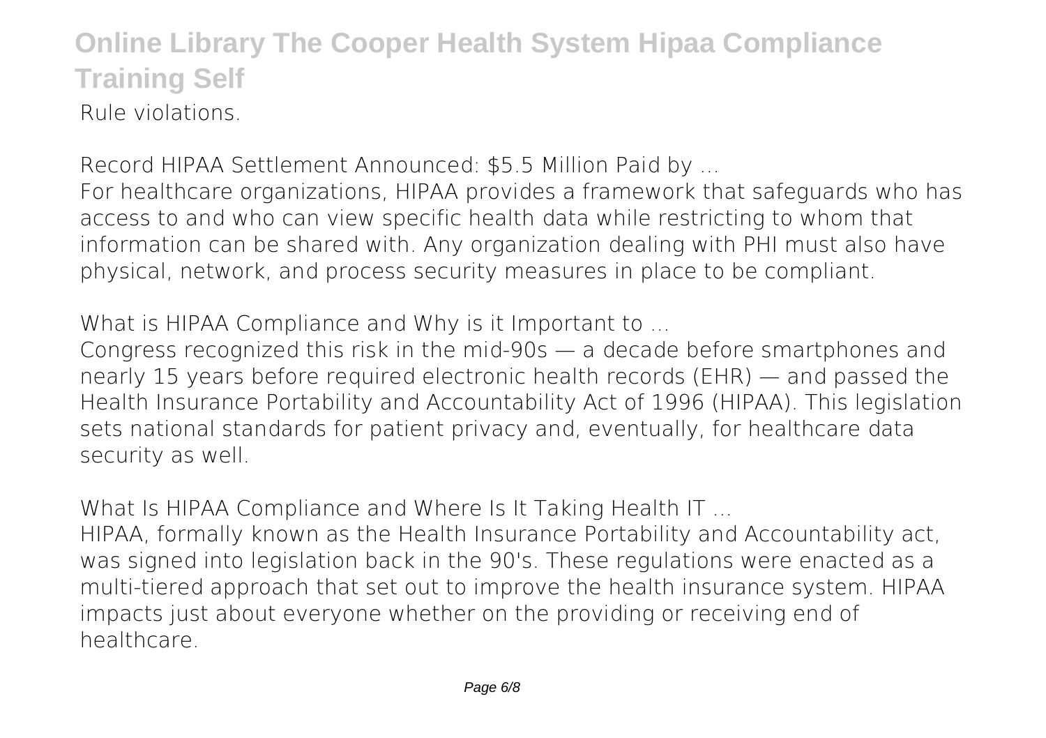Rule violations.

**Record HIPAA Settlement Announced: $5.5 Million Paid by ...**

For healthcare organizations, HIPAA provides a framework that safeguards who has access to and who can view specific health data while restricting to whom that information can be shared with. Any organization dealing with PHI must also have physical, network, and process security measures in place to be compliant.

**What is HIPAA Compliance and Why is it Important to ...**

Congress recognized this risk in the mid-90s — a decade before smartphones and nearly 15 years before required electronic health records (EHR) — and passed the Health Insurance Portability and Accountability Act of 1996 (HIPAA). This legislation sets national standards for patient privacy and, eventually, for healthcare data security as well.

**What Is HIPAA Compliance and Where Is It Taking Health IT ...**

HIPAA, formally known as the Health Insurance Portability and Accountability act, was signed into legislation back in the 90's. These regulations were enacted as a multi-tiered approach that set out to improve the health insurance system. HIPAA impacts just about everyone whether on the providing or receiving end of healthcare.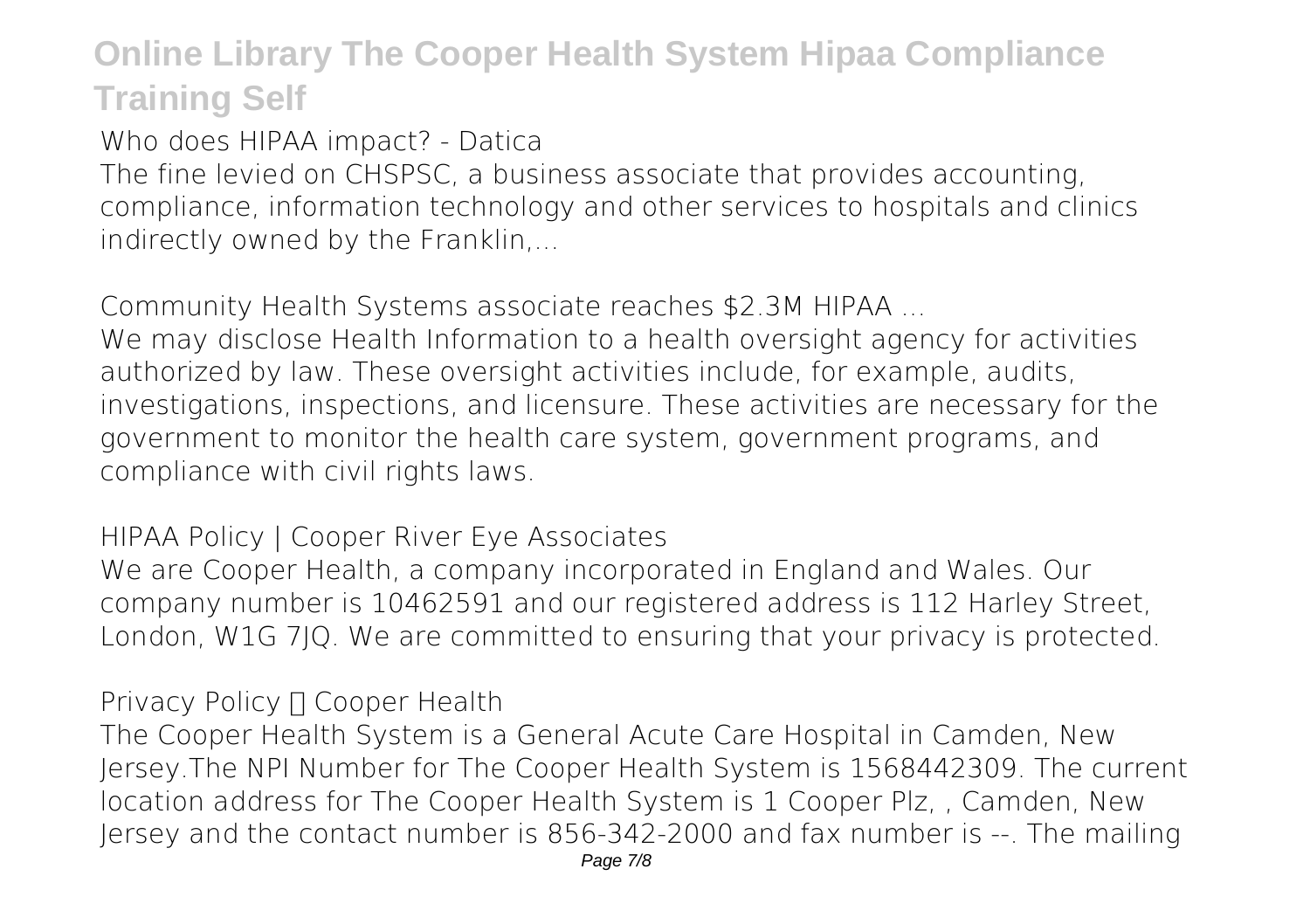**Who does HIPAA impact? - Datica**

The fine levied on CHSPSC, a business associate that provides accounting, compliance, information technology and other services to hospitals and clinics indirectly owned by the Franklin,...

**Community Health Systems associate reaches $2.3M HIPAA ...**

We may disclose Health Information to a health oversight agency for activities authorized by law. These oversight activities include, for example, audits, investigations, inspections, and licensure. These activities are necessary for the government to monitor the health care system, government programs, and compliance with civil rights laws.

**HIPAA Policy | Cooper River Eye Associates**

We are Cooper Health, a company incorporated in England and Wales. Our company number is 10462591 and our registered address is 112 Harley Street, London, W1G 7JQ. We are committed to ensuring that your privacy is protected.

**Privacy Policy  Cooper Health**

The Cooper Health System is a General Acute Care Hospital in Camden, New Jersey.The NPI Number for The Cooper Health System is 1568442309. The current location address for The Cooper Health System is 1 Cooper Plz, , Camden, New Jersey and the contact number is 856-342-2000 and fax number is --. The mailing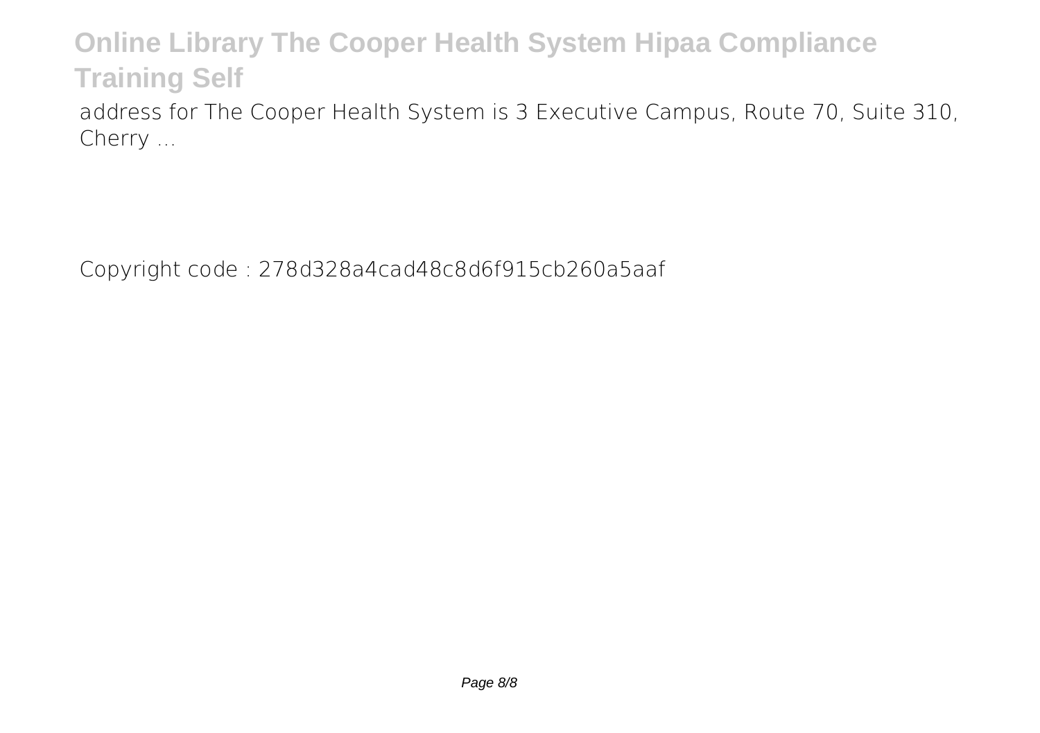address for The Cooper Health System is 3 Executive Campus, Route 70, Suite 310, Cherry ...

Copyright code : 278d328a4cad48c8d6f915cb260a5aaf